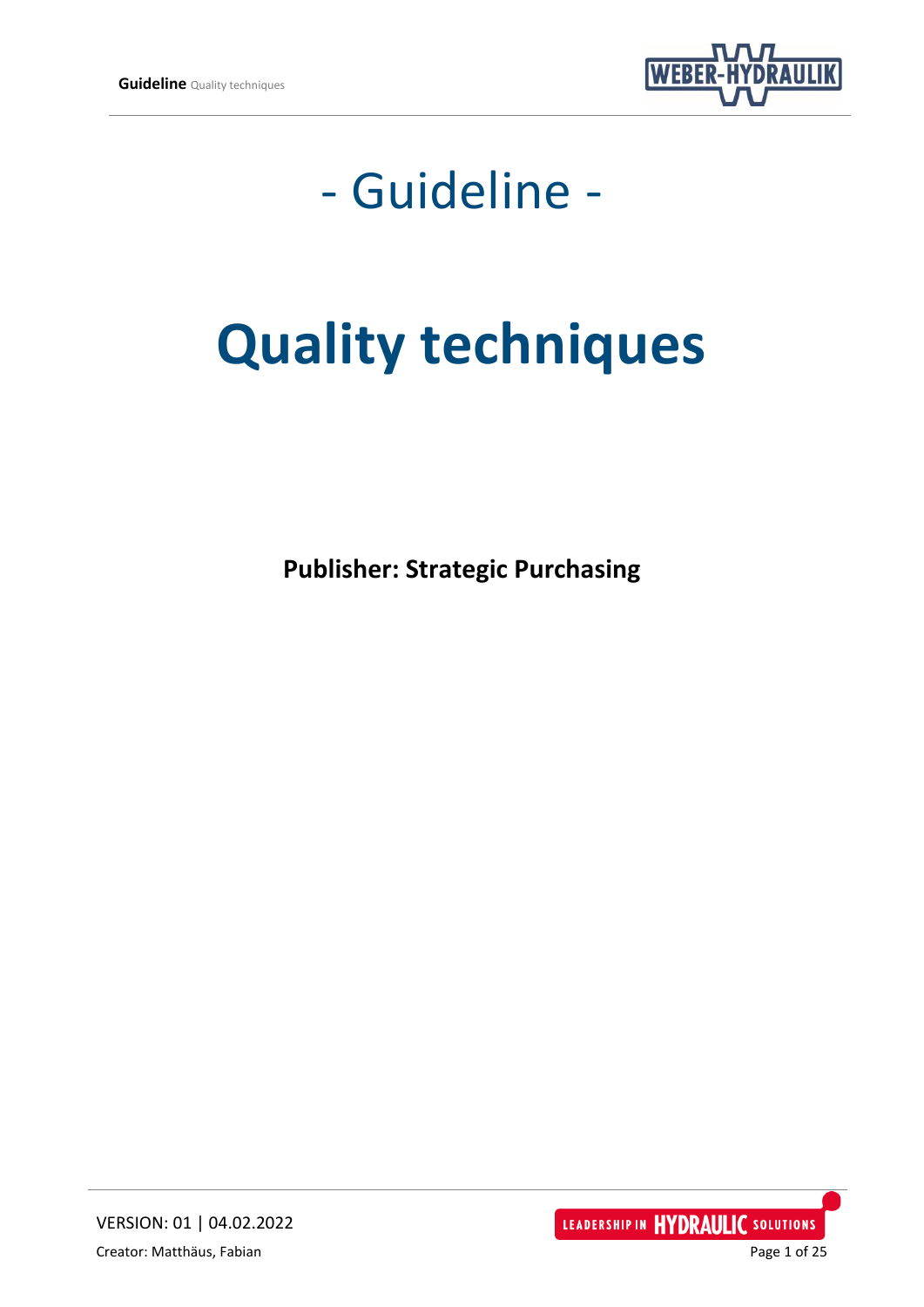# - Guideline -

# Quality techniques

**Publisher: Strategic Purchasing**

VERSION: 01 | 04.02.2022

Creator: Matthäus, Fabian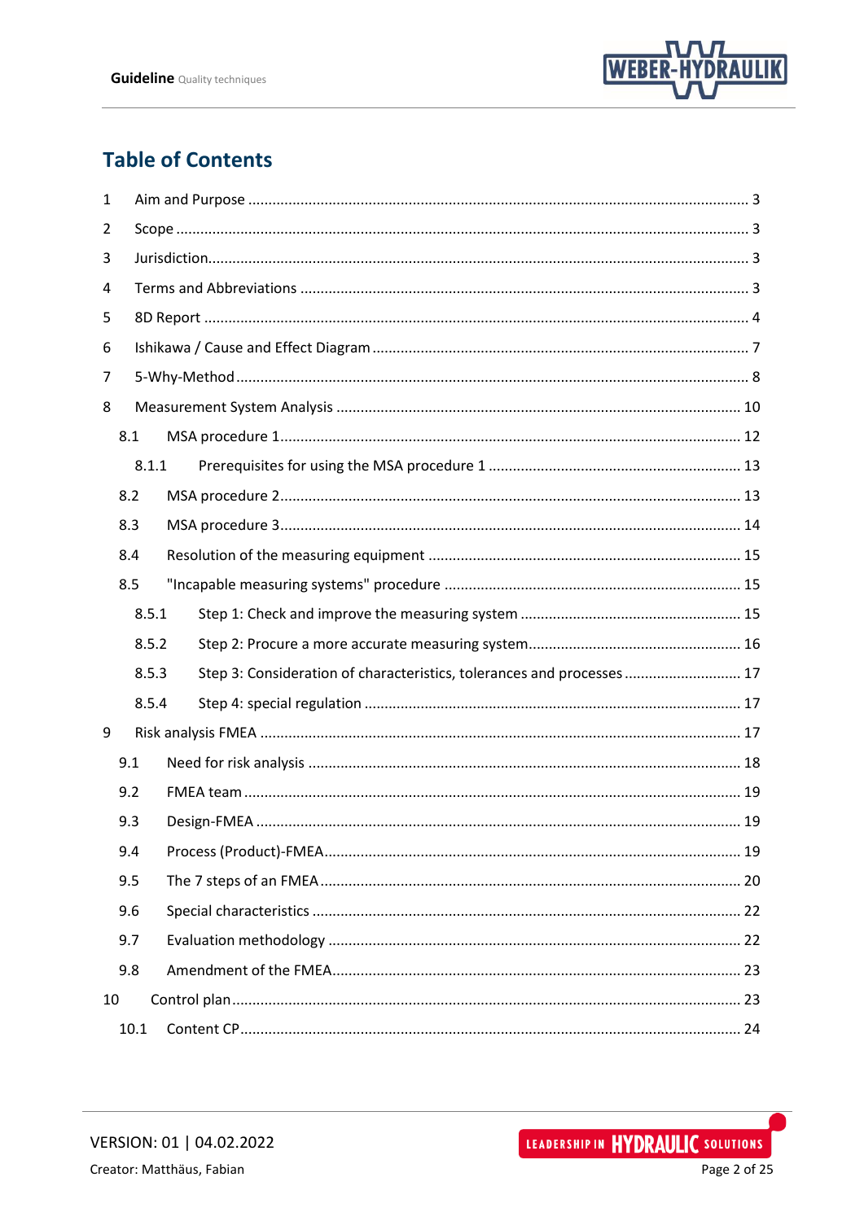## Table of Contents

1 Aim and Purpose ........ 3
2 Scope ........ 3
3 Jurisdiction ........ 3
4 Terms and Abbreviations ........ 3
5 8D Report ........ 4
6 Ishikawa / Cause and Effect Diagram ........ 7
7 5-Why-Method ........ 8
8 Measurement System Analysis ........ 10
- 8.1 MSA procedure 1 ........ 12
  - 8.1.1 Prerequisites for using the MSA procedure 1 ........ 13
- 8.2 MSA procedure 2 ........ 13
- 8.3 MSA procedure 3 ........ 14
- 8.4 Resolution of the measuring equipment ........ 15
- 8.5 "Incapable measuring systems" procedure ........ 15
  - 8.5.1 Step 1: Check and improve the measuring system ........ 15
  - 8.5.2 Step 2: Procure a more accurate measuring system ........ 16
  - 8.5.3 Step 3: Consideration of characteristics, tolerances and processes ........ 17
  - 8.5.4 Step 4: special regulation ........ 17

9 Risk analysis FMEA ........ 17
- 9.1 Need for risk analysis ........ 18
- 9.2 FMEA team ........ 19
- 9.3 Design-FMEA ........ 19
- 9.4 Process (Product)-FMEA ........ 19
- 9.5 The 7 steps of an FMEA ........ 20
- 9.6 Special characteristics ........ 22
- 9.7 Evaluation methodology ........ 22
- 9.8 Amendment of the FMEA ........ 23

10 Control plan ........ 23
- 10.1 Content CP ........ 24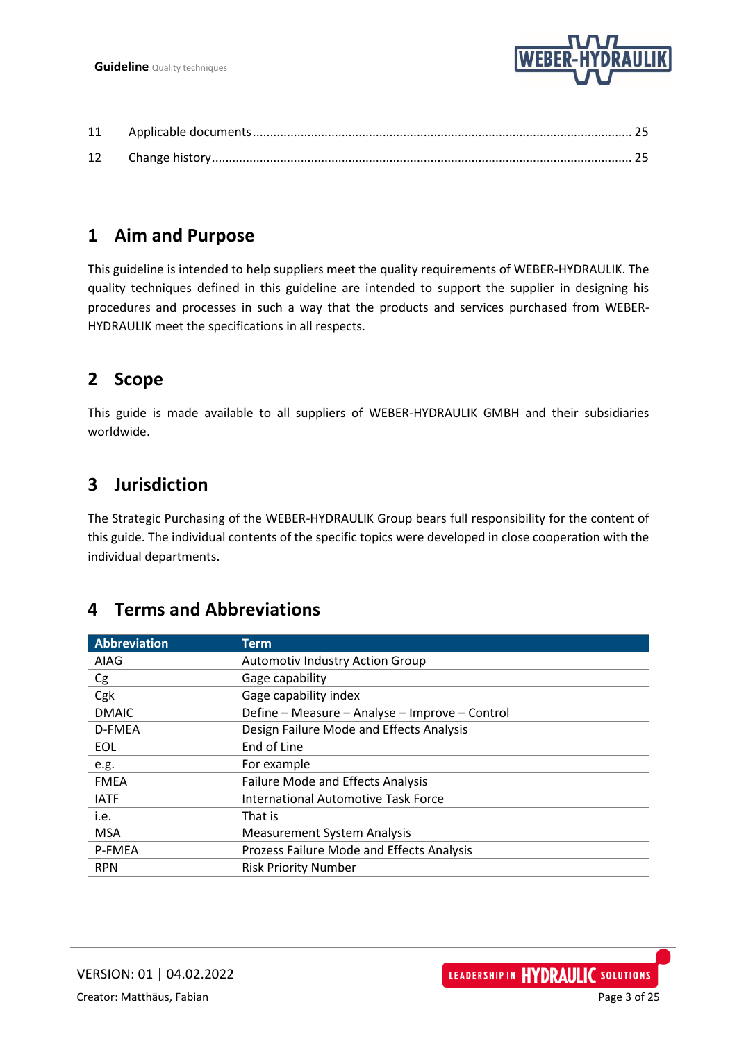11 Applicable documents ........................................................................................................... 25

12 Change history ....................................................................................................................... 25

# 1 Aim and Purpose

This guideline is intended to help suppliers meet the quality requirements of WEBER-HYDRAULIK. The quality techniques defined in this guideline are intended to support the supplier in designing his procedures and processes in such a way that the products and services purchased from WEBER-HYDRAULIK meet the specifications in all respects.

# 2 Scope

This guide is made available to all suppliers of WEBER-HYDRAULIK GMBH and their subsidiaries worldwide.

# 3 Jurisdiction

The Strategic Purchasing of the WEBER-HYDRAULIK Group bears full responsibility for the content of this guide. The individual contents of the specific topics were developed in close cooperation with the individual departments.

# 4 Terms and Abbreviations

| Abbreviation | Term |
|---|---|
| AIAG | Automotiv Industry Action Group |
| Cg | Gage capability |
| Cgk | Gage capability index |
| DMAIC | Define – Measure – Analyse – Improve – Control |
| D-FMEA | Design Failure Mode and Effects Analysis |
| EOL | End of Line |
| e.g. | For example |
| FMEA | Failure Mode and Effects Analysis |
| IATF | International Automotive Task Force |
| i.e. | That is |
| MSA | Measurement System Analysis |
| P-FMEA | Prozess Failure Mode and Effects Analysis |
| RPN | Risk Priority Number |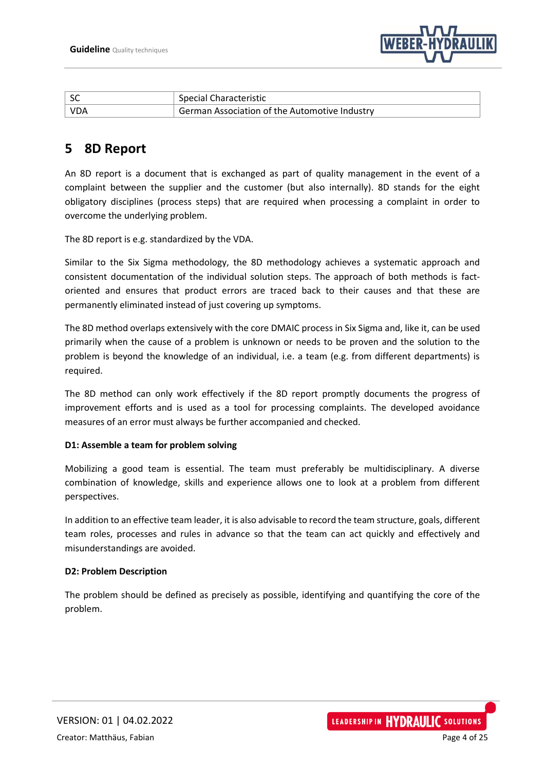| SC | Special Characteristic |
|---|---|
| VDA | German Association of the Automotive Industry |

## 5 8D Report

An 8D report is a document that is exchanged as part of quality management in the event of a complaint between the supplier and the customer (but also internally). 8D stands for the eight obligatory disciplines (process steps) that are required when processing a complaint in order to overcome the underlying problem.

The 8D report is e.g. standardized by the VDA.

Similar to the Six Sigma methodology, the 8D methodology achieves a systematic approach and consistent documentation of the individual solution steps. The approach of both methods is fact-oriented and ensures that product errors are traced back to their causes and that these are permanently eliminated instead of just covering up symptoms.

The 8D method overlaps extensively with the core DMAIC process in Six Sigma and, like it, can be used primarily when the cause of a problem is unknown or needs to be proven and the solution to the problem is beyond the knowledge of an individual, i.e. a team (e.g. from different departments) is required.

The 8D method can only work effectively if the 8D report promptly documents the progress of improvement efforts and is used as a tool for processing complaints. The developed avoidance measures of an error must always be further accompanied and checked.

**D1: Assemble a team for problem solving**

Mobilizing a good team is essential. The team must preferably be multidisciplinary. A diverse combination of knowledge, skills and experience allows one to look at a problem from different perspectives.

In addition to an effective team leader, it is also advisable to record the team structure, goals, different team roles, processes and rules in advance so that the team can act quickly and effectively and misunderstandings are avoided.

**D2: Problem Description**

The problem should be defined as precisely as possible, identifying and quantifying the core of the problem.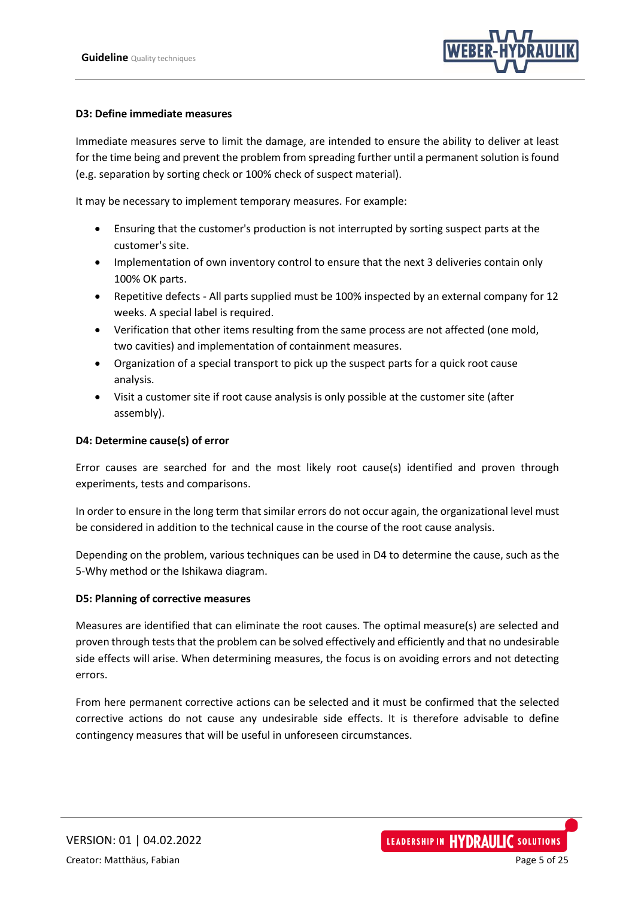**D3: Define immediate measures**

Immediate measures serve to limit the damage, are intended to ensure the ability to deliver at least for the time being and prevent the problem from spreading further until a permanent solution is found (e.g. separation by sorting check or 100% check of suspect material).

It may be necessary to implement temporary measures. For example:

- Ensuring that the customer's production is not interrupted by sorting suspect parts at the customer's site.
- Implementation of own inventory control to ensure that the next 3 deliveries contain only 100% OK parts.
- Repetitive defects - All parts supplied must be 100% inspected by an external company for 12 weeks. A special label is required.
- Verification that other items resulting from the same process are not affected (one mold, two cavities) and implementation of containment measures.
- Organization of a special transport to pick up the suspect parts for a quick root cause analysis.
- Visit a customer site if root cause analysis is only possible at the customer site (after assembly).

**D4: Determine cause(s) of error**

Error causes are searched for and the most likely root cause(s) identified and proven through experiments, tests and comparisons.

In order to ensure in the long term that similar errors do not occur again, the organizational level must be considered in addition to the technical cause in the course of the root cause analysis.

Depending on the problem, various techniques can be used in D4 to determine the cause, such as the 5-Why method or the Ishikawa diagram.

**D5: Planning of corrective measures**

Measures are identified that can eliminate the root causes. The optimal measure(s) are selected and proven through tests that the problem can be solved effectively and efficiently and that no undesirable side effects will arise. When determining measures, the focus is on avoiding errors and not detecting errors.

From here permanent corrective actions can be selected and it must be confirmed that the selected corrective actions do not cause any undesirable side effects. It is therefore advisable to define contingency measures that will be useful in unforeseen circumstances.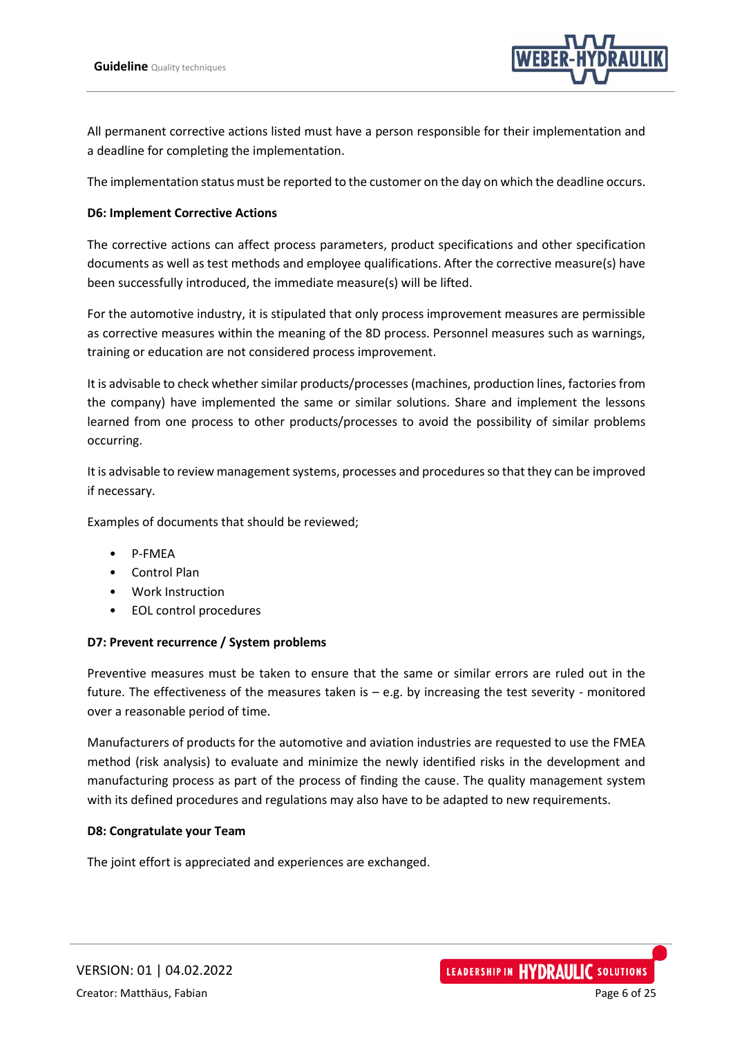All permanent corrective actions listed must have a person responsible for their implementation and a deadline for completing the implementation.

The implementation status must be reported to the customer on the day on which the deadline occurs.

**D6: Implement Corrective Actions**

The corrective actions can affect process parameters, product specifications and other specification documents as well as test methods and employee qualifications. After the corrective measure(s) have been successfully introduced, the immediate measure(s) will be lifted.

For the automotive industry, it is stipulated that only process improvement measures are permissible as corrective measures within the meaning of the 8D process. Personnel measures such as warnings, training or education are not considered process improvement.

It is advisable to check whether similar products/processes (machines, production lines, factories from the company) have implemented the same or similar solutions. Share and implement the lessons learned from one process to other products/processes to avoid the possibility of similar problems occurring.

It is advisable to review management systems, processes and procedures so that they can be improved if necessary.

Examples of documents that should be reviewed;

- P-FMEA
- Control Plan
- Work Instruction
- EOL control procedures

**D7: Prevent recurrence / System problems**

Preventive measures must be taken to ensure that the same or similar errors are ruled out in the future. The effectiveness of the measures taken is – e.g. by increasing the test severity - monitored over a reasonable period of time.

Manufacturers of products for the automotive and aviation industries are requested to use the FMEA method (risk analysis) to evaluate and minimize the newly identified risks in the development and manufacturing process as part of the process of finding the cause. The quality management system with its defined procedures and regulations may also have to be adapted to new requirements.

**D8: Congratulate your Team**

The joint effort is appreciated and experiences are exchanged.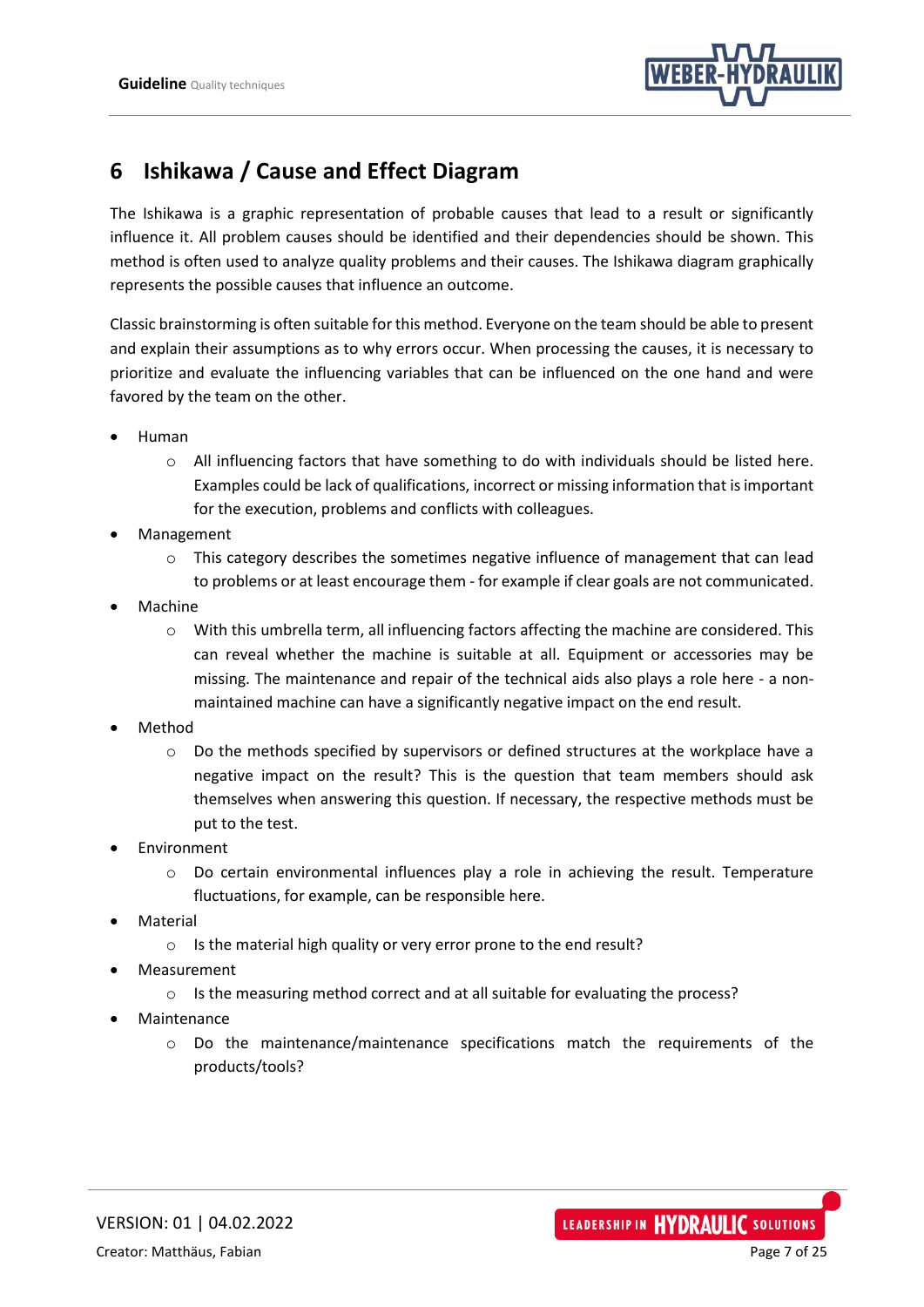## 6 Ishikawa / Cause and Effect Diagram

The Ishikawa is a graphic representation of probable causes that lead to a result or significantly influence it. All problem causes should be identified and their dependencies should be shown. This method is often used to analyze quality problems and their causes. The Ishikawa diagram graphically represents the possible causes that influence an outcome.

Classic brainstorming is often suitable for this method. Everyone on the team should be able to present and explain their assumptions as to why errors occur. When processing the causes, it is necessary to prioritize and evaluate the influencing variables that can be influenced on the one hand and were favored by the team on the other.

- Human
  - All influencing factors that have something to do with individuals should be listed here. Examples could be lack of qualifications, incorrect or missing information that is important for the execution, problems and conflicts with colleagues.
- Management
  - This category describes the sometimes negative influence of management that can lead to problems or at least encourage them - for example if clear goals are not communicated.
- Machine
  - With this umbrella term, all influencing factors affecting the machine are considered. This can reveal whether the machine is suitable at all. Equipment or accessories may be missing. The maintenance and repair of the technical aids also plays a role here - a non-maintained machine can have a significantly negative impact on the end result.
- Method
  - Do the methods specified by supervisors or defined structures at the workplace have a negative impact on the result? This is the question that team members should ask themselves when answering this question. If necessary, the respective methods must be put to the test.
- Environment
  - Do certain environmental influences play a role in achieving the result. Temperature fluctuations, for example, can be responsible here.
- Material
  - Is the material high quality or very error prone to the end result?
- Measurement
  - Is the measuring method correct and at all suitable for evaluating the process?
- Maintenance
  - Do the maintenance/maintenance specifications match the requirements of the products/tools?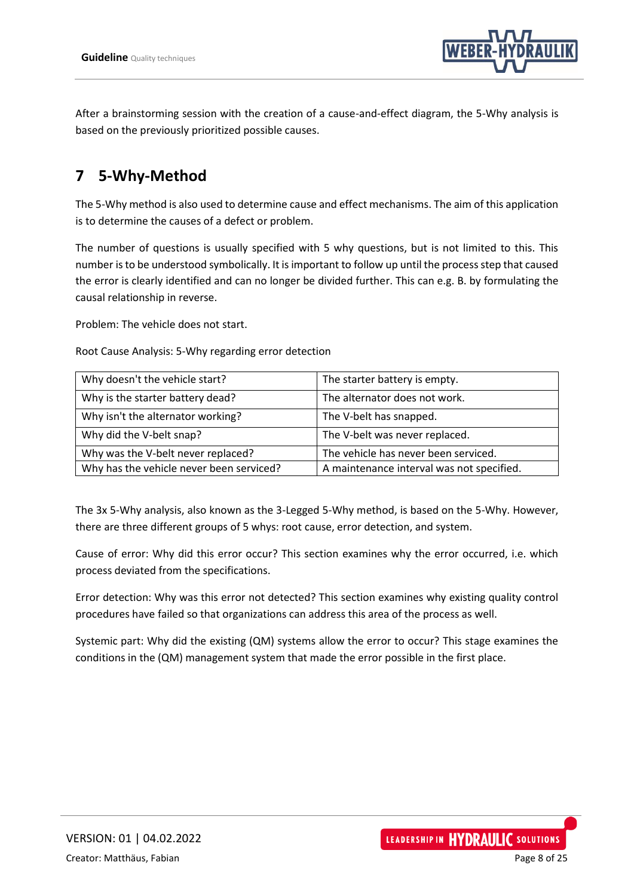After a brainstorming session with the creation of a cause-and-effect diagram, the 5-Why analysis is based on the previously prioritized possible causes.

# 7 5-Why-Method

The 5-Why method is also used to determine cause and effect mechanisms. The aim of this application is to determine the causes of a defect or problem.

The number of questions is usually specified with 5 why questions, but is not limited to this. This number is to be understood symbolically. It is important to follow up until the process step that caused the error is clearly identified and can no longer be divided further. This can e.g. B. by formulating the causal relationship in reverse.

Problem: The vehicle does not start.

Root Cause Analysis: 5-Why regarding error detection

| Why doesn't the vehicle start? | The starter battery is empty. |
|---|---|
| Why is the starter battery dead? | The alternator does not work. |
| Why isn't the alternator working? | The V-belt has snapped. |
| Why did the V-belt snap? | The V-belt was never replaced. |
| Why was the V-belt never replaced? | The vehicle has never been serviced. |
| Why has the vehicle never been serviced? | A maintenance interval was not specified. |

The 3x 5-Why analysis, also known as the 3-Legged 5-Why method, is based on the 5-Why. However, there are three different groups of 5 whys: root cause, error detection, and system.

Cause of error: Why did this error occur? This section examines why the error occurred, i.e. which process deviated from the specifications.

Error detection: Why was this error not detected? This section examines why existing quality control procedures have failed so that organizations can address this area of the process as well.

Systemic part: Why did the existing (QM) systems allow the error to occur? This stage examines the conditions in the (QM) management system that made the error possible in the first place.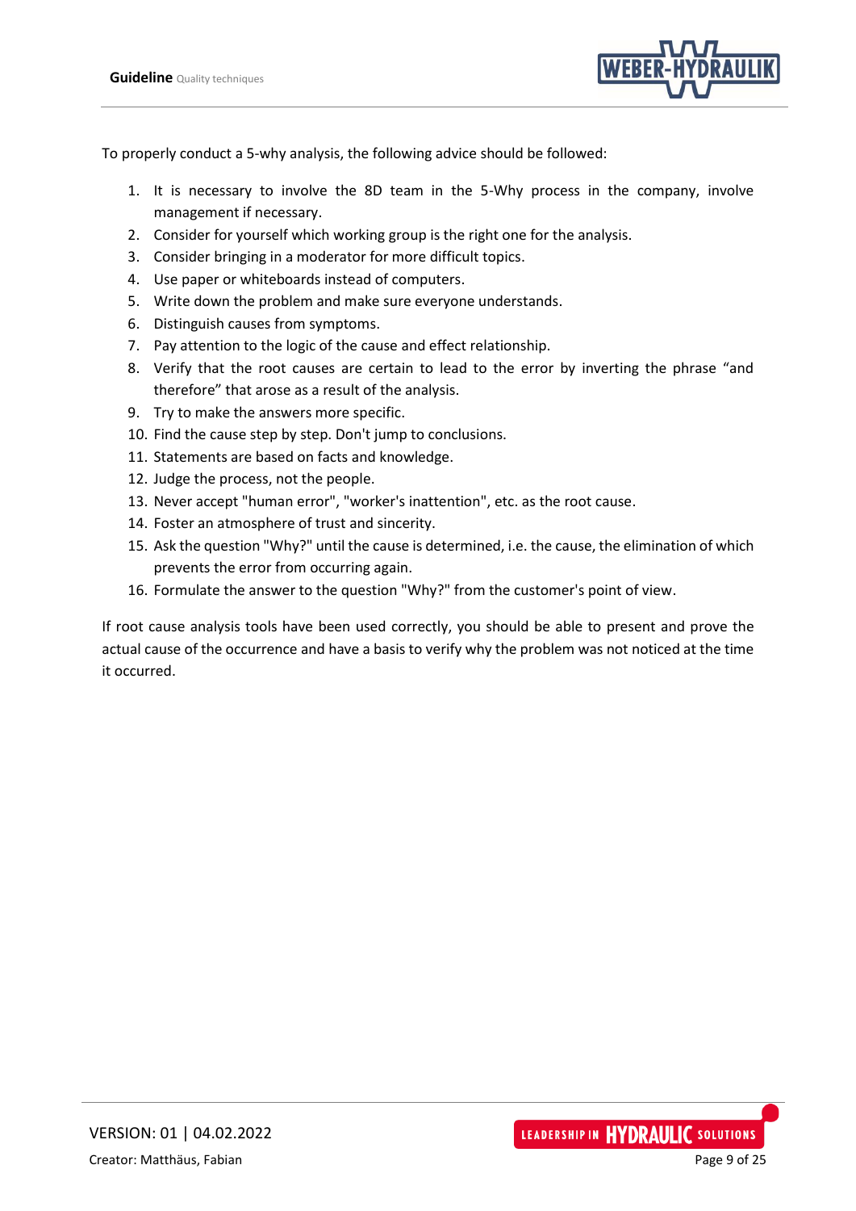To properly conduct a 5-why analysis, the following advice should be followed:

1. It is necessary to involve the 8D team in the 5-Why process in the company, involve management if necessary.
2. Consider for yourself which working group is the right one for the analysis.
3. Consider bringing in a moderator for more difficult topics.
4. Use paper or whiteboards instead of computers.
5. Write down the problem and make sure everyone understands.
6. Distinguish causes from symptoms.
7. Pay attention to the logic of the cause and effect relationship.
8. Verify that the root causes are certain to lead to the error by inverting the phrase "and therefore" that arose as a result of the analysis.
9. Try to make the answers more specific.
10. Find the cause step by step. Don't jump to conclusions.
11. Statements are based on facts and knowledge.
12. Judge the process, not the people.
13. Never accept "human error", "worker's inattention", etc. as the root cause.
14. Foster an atmosphere of trust and sincerity.
15. Ask the question "Why?" until the cause is determined, i.e. the cause, the elimination of which prevents the error from occurring again.
16. Formulate the answer to the question "Why?" from the customer's point of view.

If root cause analysis tools have been used correctly, you should be able to present and prove the actual cause of the occurrence and have a basis to verify why the problem was not noticed at the time it occurred.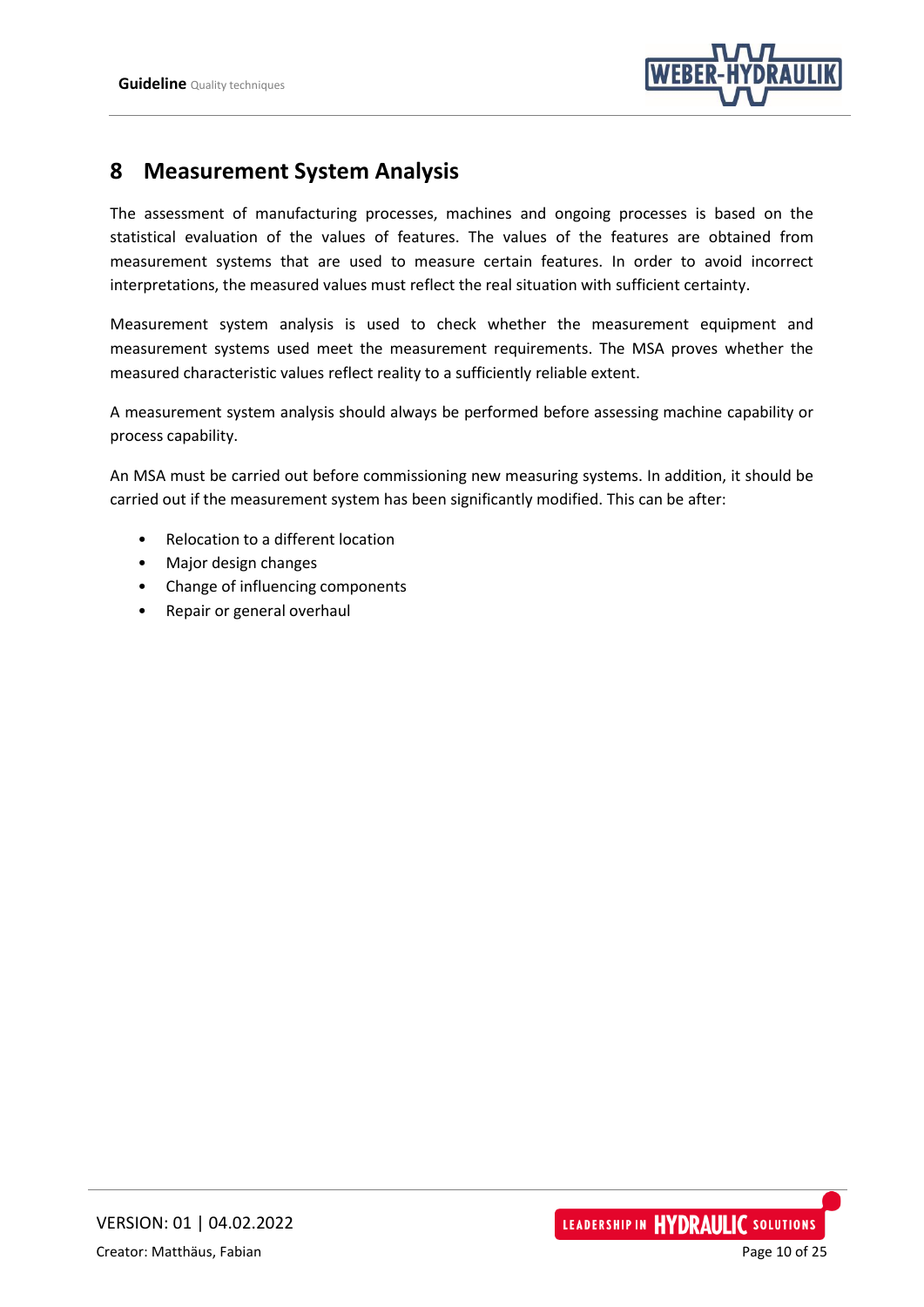# 8 Measurement System Analysis

The assessment of manufacturing processes, machines and ongoing processes is based on the statistical evaluation of the values of features. The values of the features are obtained from measurement systems that are used to measure certain features. In order to avoid incorrect interpretations, the measured values must reflect the real situation with sufficient certainty.

Measurement system analysis is used to check whether the measurement equipment and measurement systems used meet the measurement requirements. The MSA proves whether the measured characteristic values reflect reality to a sufficiently reliable extent.

A measurement system analysis should always be performed before assessing machine capability or process capability.

An MSA must be carried out before commissioning new measuring systems. In addition, it should be carried out if the measurement system has been significantly modified. This can be after:

- Relocation to a different location
- Major design changes
- Change of influencing components
- Repair or general overhaul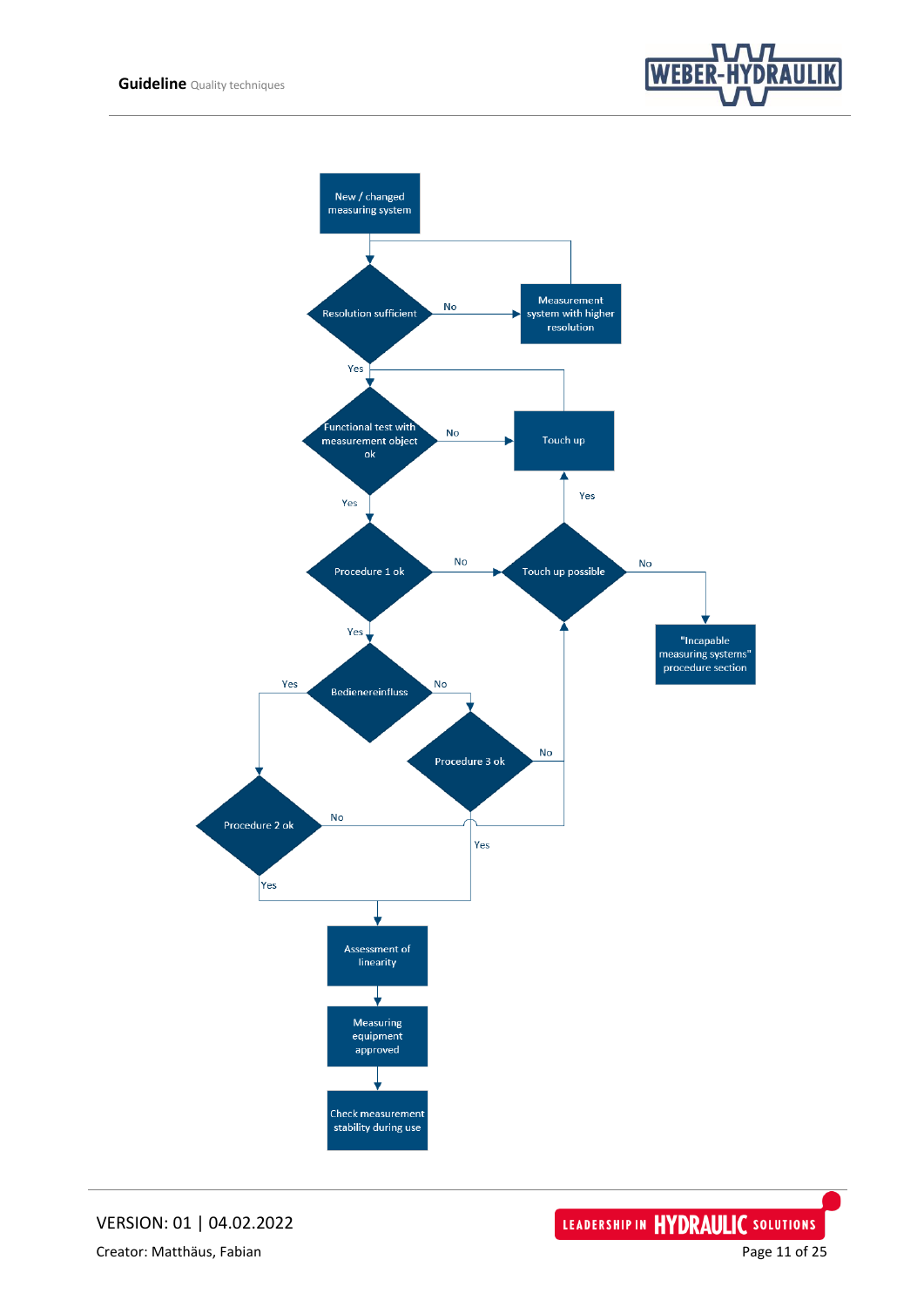New / changed measuring system

Resolution sufficient

No

Measurement system with higher resolution

Yes

Functional test with measurement object ok

No

Touch up

Yes

Yes

Procedure 1 ok

No

Touch up possible

No

"Incapable measuring systems" procedure section

Yes

Yes

Bedienereinfluss

No

Procedure 3 ok

No

Procedure 2 ok

No

Yes

Yes

Assessment of linearity

Measuring equipment approved

Check measurement stability during use

VERSION: 01 | 04.02.2022

Creator: Matthäus, Fabian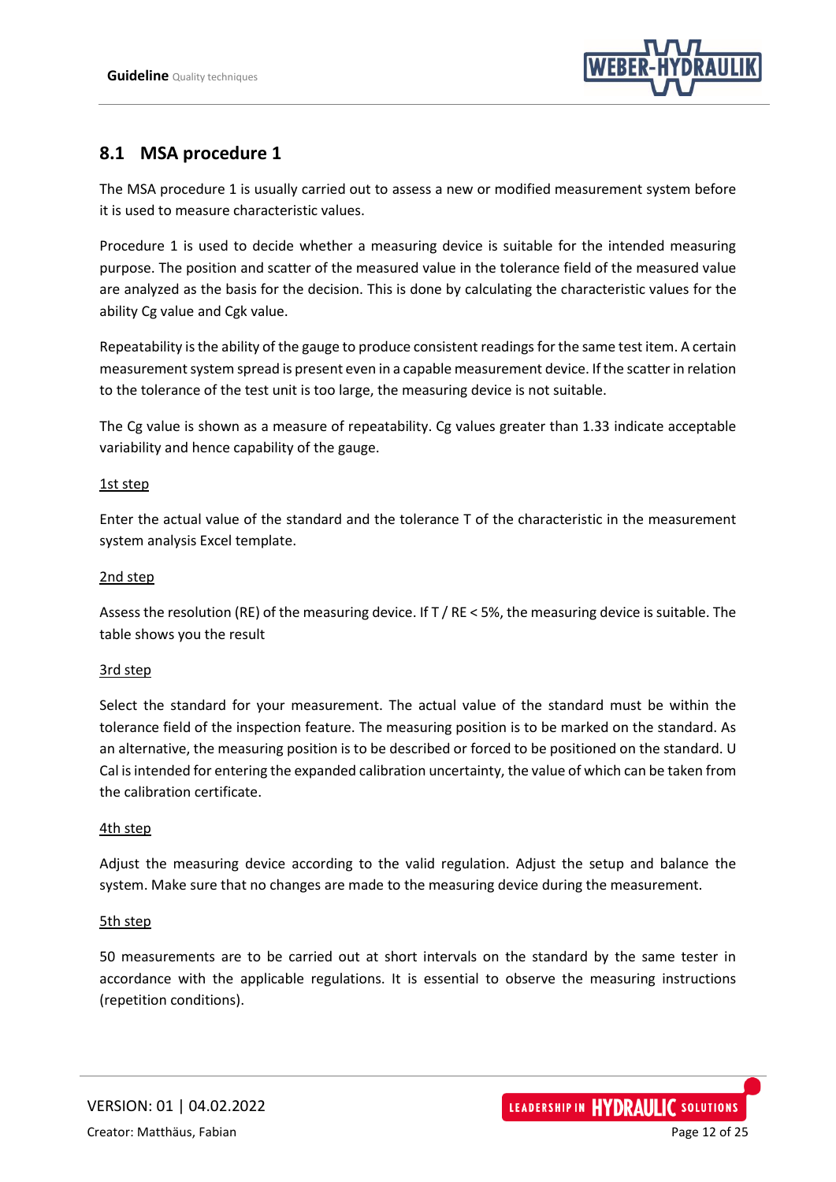## 8.1 MSA procedure 1

The MSA procedure 1 is usually carried out to assess a new or modified measurement system before it is used to measure characteristic values.

Procedure 1 is used to decide whether a measuring device is suitable for the intended measuring purpose. The position and scatter of the measured value in the tolerance field of the measured value are analyzed as the basis for the decision. This is done by calculating the characteristic values for the ability Cg value and Cgk value.

Repeatability is the ability of the gauge to produce consistent readings for the same test item. A certain measurement system spread is present even in a capable measurement device. If the scatter in relation to the tolerance of the test unit is too large, the measuring device is not suitable.

The Cg value is shown as a measure of repeatability. Cg values greater than 1.33 indicate acceptable variability and hence capability of the gauge.

<u>1st step</u>

Enter the actual value of the standard and the tolerance T of the characteristic in the measurement system analysis Excel template.

<u>2nd step</u>

Assess the resolution (RE) of the measuring device. If T / RE < 5%, the measuring device is suitable. The table shows you the result

<u>3rd step</u>

Select the standard for your measurement. The actual value of the standard must be within the tolerance field of the inspection feature. The measuring position is to be marked on the standard. As an alternative, the measuring position is to be described or forced to be positioned on the standard. U Cal is intended for entering the expanded calibration uncertainty, the value of which can be taken from the calibration certificate.

<u>4th step</u>

Adjust the measuring device according to the valid regulation. Adjust the setup and balance the system. Make sure that no changes are made to the measuring device during the measurement.

<u>5th step</u>

50 measurements are to be carried out at short intervals on the standard by the same tester in accordance with the applicable regulations. It is essential to observe the measuring instructions (repetition conditions).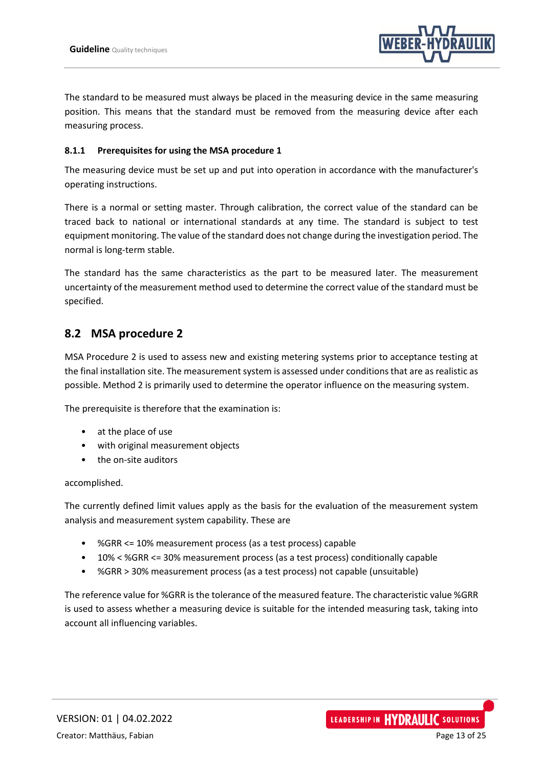The standard to be measured must always be placed in the measuring device in the same measuring position. This means that the standard must be removed from the measuring device after each measuring process.

### 8.1.1 Prerequisites for using the MSA procedure 1

The measuring device must be set up and put into operation in accordance with the manufacturer's operating instructions.

There is a normal or setting master. Through calibration, the correct value of the standard can be traced back to national or international standards at any time. The standard is subject to test equipment monitoring. The value of the standard does not change during the investigation period. The normal is long-term stable.

The standard has the same characteristics as the part to be measured later. The measurement uncertainty of the measurement method used to determine the correct value of the standard must be specified.

## 8.2 MSA procedure 2

MSA Procedure 2 is used to assess new and existing metering systems prior to acceptance testing at the final installation site. The measurement system is assessed under conditions that are as realistic as possible. Method 2 is primarily used to determine the operator influence on the measuring system.

The prerequisite is therefore that the examination is:

- at the place of use
- with original measurement objects
- the on-site auditors

accomplished.

The currently defined limit values apply as the basis for the evaluation of the measurement system analysis and measurement system capability. These are

- %GRR <= 10% measurement process (as a test process) capable
- 10% < %GRR <= 30% measurement process (as a test process) conditionally capable
- %GRR > 30% measurement process (as a test process) not capable (unsuitable)

The reference value for %GRR is the tolerance of the measured feature. The characteristic value %GRR is used to assess whether a measuring device is suitable for the intended measuring task, taking into account all influencing variables.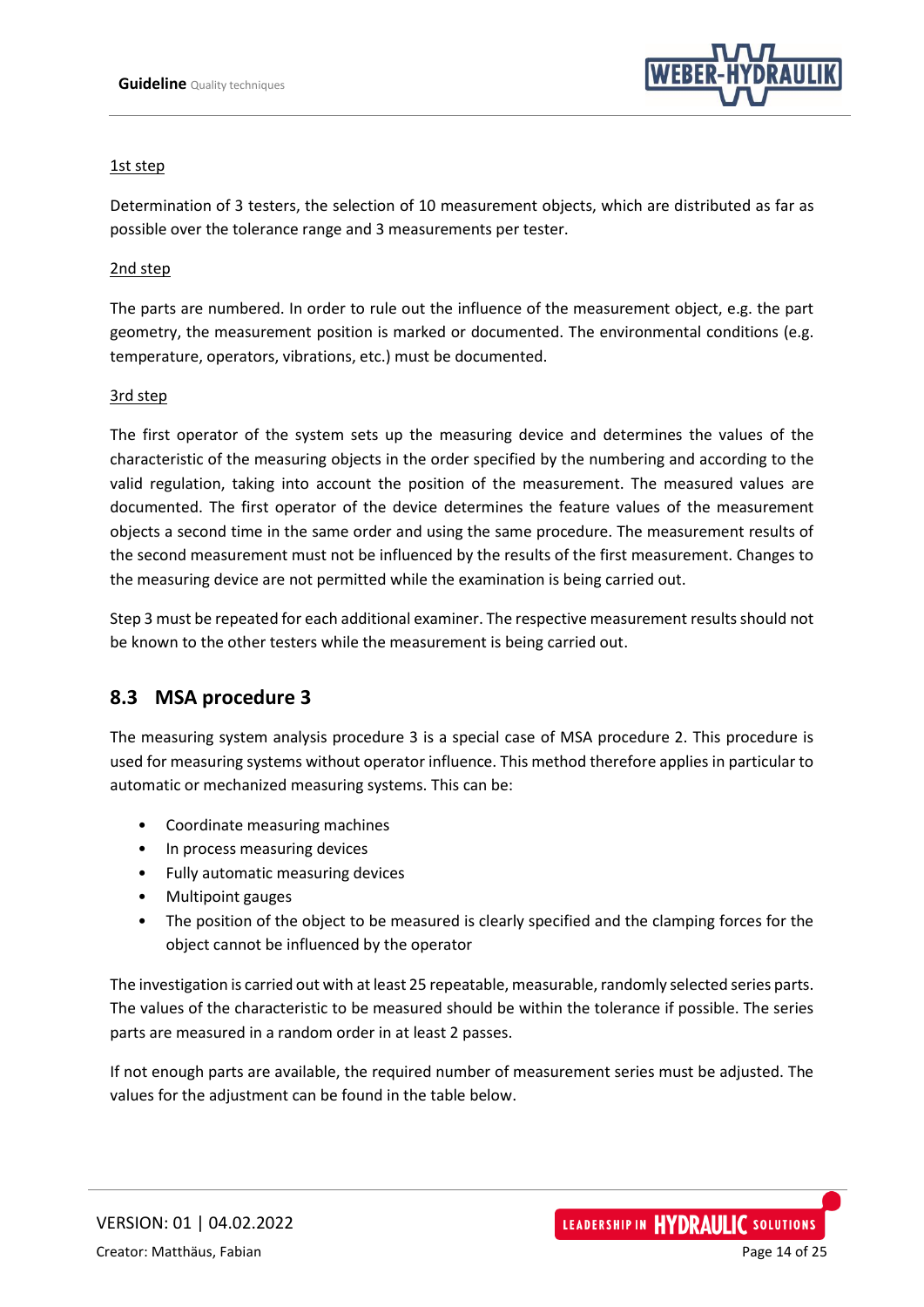1st step

Determination of 3 testers, the selection of 10 measurement objects, which are distributed as far as possible over the tolerance range and 3 measurements per tester.

2nd step

The parts are numbered. In order to rule out the influence of the measurement object, e.g. the part geometry, the measurement position is marked or documented. The environmental conditions (e.g. temperature, operators, vibrations, etc.) must be documented.

3rd step

The first operator of the system sets up the measuring device and determines the values of the characteristic of the measuring objects in the order specified by the numbering and according to the valid regulation, taking into account the position of the measurement. The measured values are documented. The first operator of the device determines the feature values of the measurement objects a second time in the same order and using the same procedure. The measurement results of the second measurement must not be influenced by the results of the first measurement. Changes to the measuring device are not permitted while the examination is being carried out.

Step 3 must be repeated for each additional examiner. The respective measurement results should not be known to the other testers while the measurement is being carried out.

## 8.3 MSA procedure 3

The measuring system analysis procedure 3 is a special case of MSA procedure 2. This procedure is used for measuring systems without operator influence. This method therefore applies in particular to automatic or mechanized measuring systems. This can be:

- Coordinate measuring machines
- In process measuring devices
- Fully automatic measuring devices
- Multipoint gauges
- The position of the object to be measured is clearly specified and the clamping forces for the object cannot be influenced by the operator

The investigation is carried out with at least 25 repeatable, measurable, randomly selected series parts. The values of the characteristic to be measured should be within the tolerance if possible. The series parts are measured in a random order in at least 2 passes.

If not enough parts are available, the required number of measurement series must be adjusted. The values for the adjustment can be found in the table below.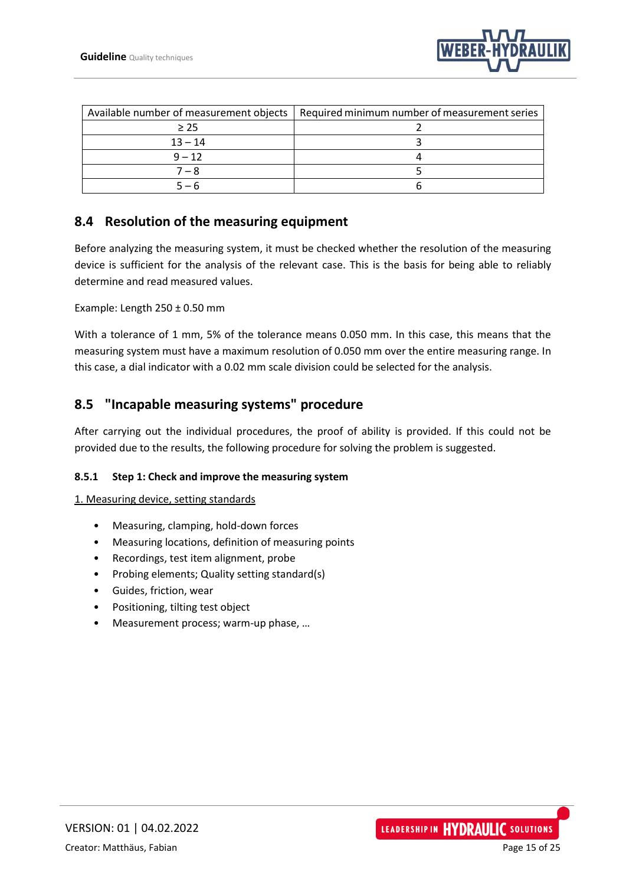| Available number of measurement objects | Required minimum number of measurement series |
|---|---|
| ≥ 25 | 2 |
| 13 – 14 | 3 |
| 9 – 12 | 4 |
| 7 – 8 | 5 |
| 5 – 6 | 6 |

## 8.4 Resolution of the measuring equipment

Before analyzing the measuring system, it must be checked whether the resolution of the measuring device is sufficient for the analysis of the relevant case. This is the basis for being able to reliably determine and read measured values.

Example: Length 250 ± 0.50 mm

With a tolerance of 1 mm, 5% of the tolerance means 0.050 mm. In this case, this means that the measuring system must have a maximum resolution of 0.050 mm over the entire measuring range. In this case, a dial indicator with a 0.02 mm scale division could be selected for the analysis.

## 8.5 "Incapable measuring systems" procedure

After carrying out the individual procedures, the proof of ability is provided. If this could not be provided due to the results, the following procedure for solving the problem is suggested.

### 8.5.1 Step 1: Check and improve the measuring system

<u>1. Measuring device, setting standards</u>

- Measuring, clamping, hold-down forces
- Measuring locations, definition of measuring points
- Recordings, test item alignment, probe
- Probing elements; Quality setting standard(s)
- Guides, friction, wear
- Positioning, tilting test object
- Measurement process; warm-up phase, …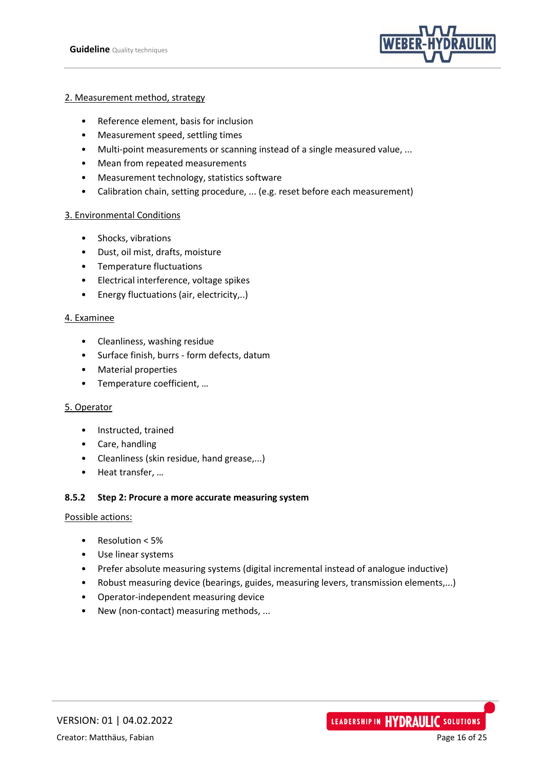2. Measurement method, strategy

- Reference element, basis for inclusion
- Measurement speed, settling times
- Multi-point measurements or scanning instead of a single measured value, ...
- Mean from repeated measurements
- Measurement technology, statistics software
- Calibration chain, setting procedure, ... (e.g. reset before each measurement)

3. Environmental Conditions

- Shocks, vibrations
- Dust, oil mist, drafts, moisture
- Temperature fluctuations
- Electrical interference, voltage spikes
- Energy fluctuations (air, electricity,..)

4. Examinee

- Cleanliness, washing residue
- Surface finish, burrs - form defects, datum
- Material properties
- Temperature coefficient, …

5. Operator

- Instructed, trained
- Care, handling
- Cleanliness (skin residue, hand grease,...)
- Heat transfer, …

### 8.5.2 Step 2: Procure a more accurate measuring system

Possible actions:

- Resolution < 5%
- Use linear systems
- Prefer absolute measuring systems (digital incremental instead of analogue inductive)
- Robust measuring device (bearings, guides, measuring levers, transmission elements,...)
- Operator-independent measuring device
- New (non-contact) measuring methods, ...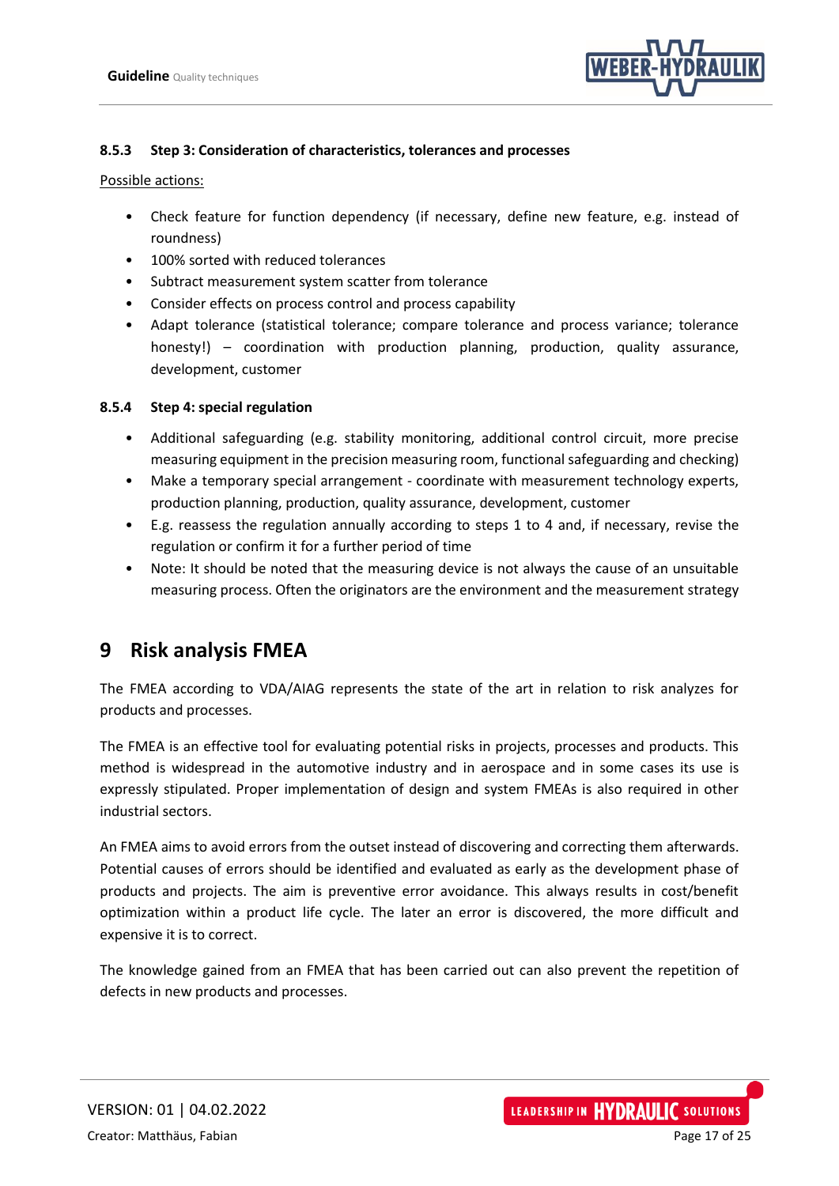### 8.5.3 Step 3: Consideration of characteristics, tolerances and processes

Possible actions:

- Check feature for function dependency (if necessary, define new feature, e.g. instead of roundness)
- 100% sorted with reduced tolerances
- Subtract measurement system scatter from tolerance
- Consider effects on process control and process capability
- Adapt tolerance (statistical tolerance; compare tolerance and process variance; tolerance honesty!) – coordination with production planning, production, quality assurance, development, customer

### 8.5.4 Step 4: special regulation

- Additional safeguarding (e.g. stability monitoring, additional control circuit, more precise measuring equipment in the precision measuring room, functional safeguarding and checking)
- Make a temporary special arrangement - coordinate with measurement technology experts, production planning, production, quality assurance, development, customer
- E.g. reassess the regulation annually according to steps 1 to 4 and, if necessary, revise the regulation or confirm it for a further period of time
- Note: It should be noted that the measuring device is not always the cause of an unsuitable measuring process. Often the originators are the environment and the measurement strategy

# 9 Risk analysis FMEA

The FMEA according to VDA/AIAG represents the state of the art in relation to risk analyzes for products and processes.

The FMEA is an effective tool for evaluating potential risks in projects, processes and products. This method is widespread in the automotive industry and in aerospace and in some cases its use is expressly stipulated. Proper implementation of design and system FMEAs is also required in other industrial sectors.

An FMEA aims to avoid errors from the outset instead of discovering and correcting them afterwards. Potential causes of errors should be identified and evaluated as early as the development phase of products and projects. The aim is preventive error avoidance. This always results in cost/benefit optimization within a product life cycle. The later an error is discovered, the more difficult and expensive it is to correct.

The knowledge gained from an FMEA that has been carried out can also prevent the repetition of defects in new products and processes.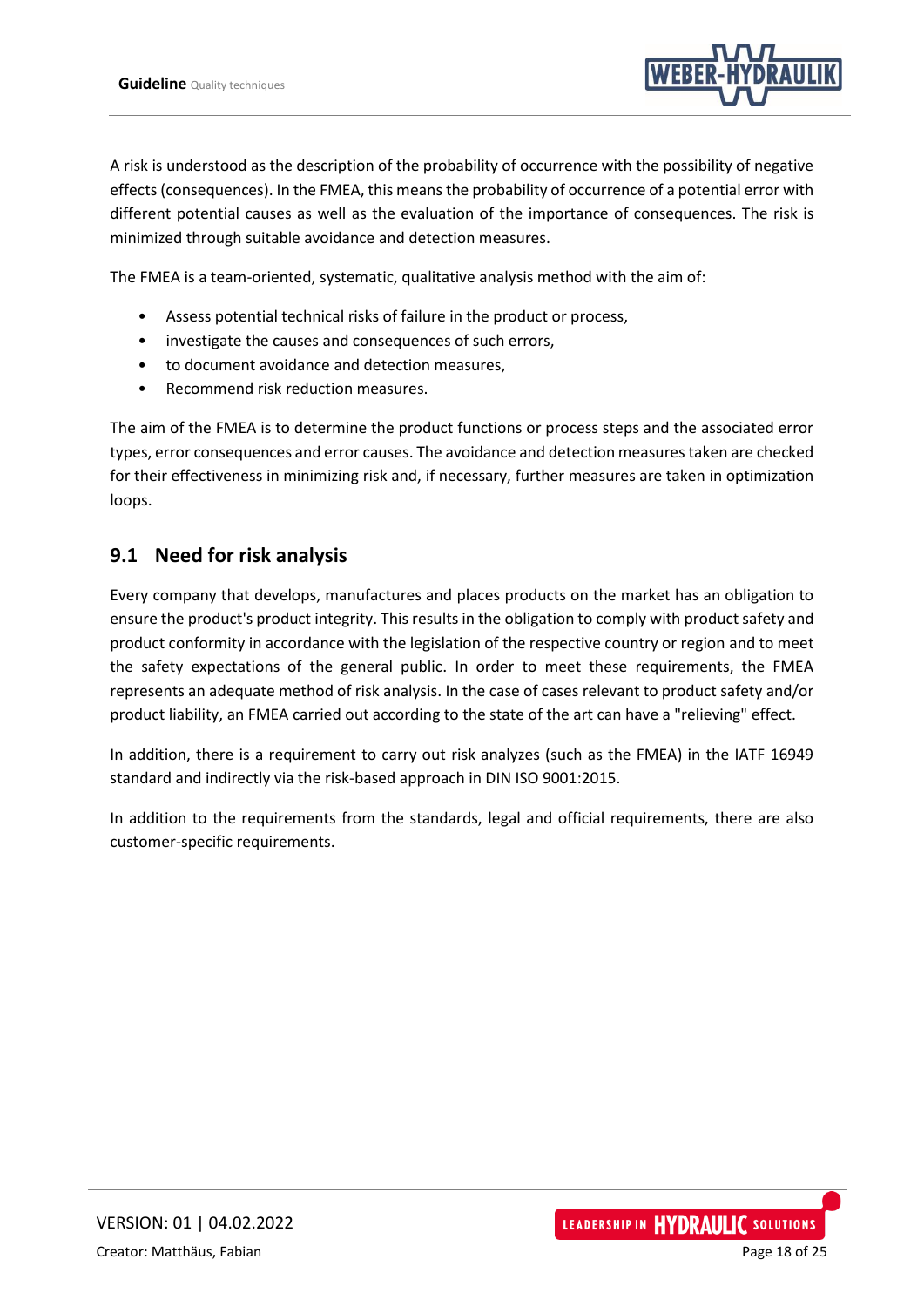A risk is understood as the description of the probability of occurrence with the possibility of negative effects (consequences). In the FMEA, this means the probability of occurrence of a potential error with different potential causes as well as the evaluation of the importance of consequences. The risk is minimized through suitable avoidance and detection measures.

The FMEA is a team-oriented, systematic, qualitative analysis method with the aim of:

- Assess potential technical risks of failure in the product or process,
- investigate the causes and consequences of such errors,
- to document avoidance and detection measures,
- Recommend risk reduction measures.

The aim of the FMEA is to determine the product functions or process steps and the associated error types, error consequences and error causes. The avoidance and detection measures taken are checked for their effectiveness in minimizing risk and, if necessary, further measures are taken in optimization loops.

## 9.1 Need for risk analysis

Every company that develops, manufactures and places products on the market has an obligation to ensure the product's product integrity. This results in the obligation to comply with product safety and product conformity in accordance with the legislation of the respective country or region and to meet the safety expectations of the general public. In order to meet these requirements, the FMEA represents an adequate method of risk analysis. In the case of cases relevant to product safety and/or product liability, an FMEA carried out according to the state of the art can have a "relieving" effect.

In addition, there is a requirement to carry out risk analyzes (such as the FMEA) in the IATF 16949 standard and indirectly via the risk-based approach in DIN ISO 9001:2015.

In addition to the requirements from the standards, legal and official requirements, there are also customer-specific requirements.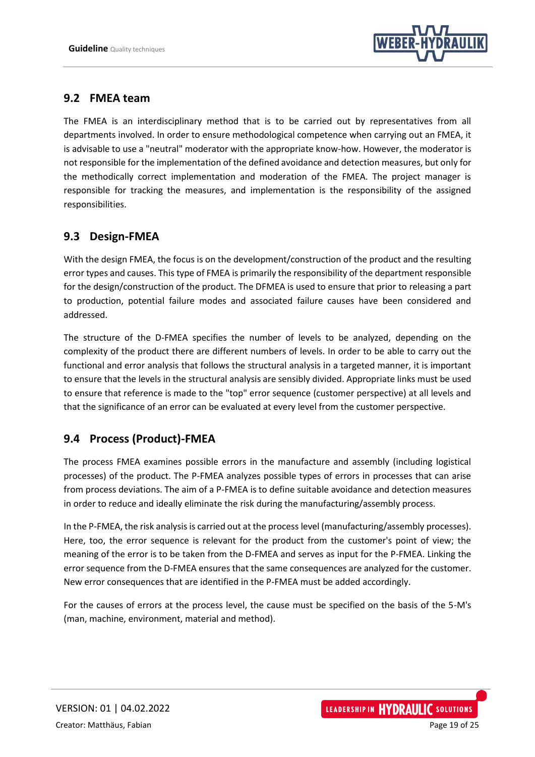## 9.2 FMEA team

The FMEA is an interdisciplinary method that is to be carried out by representatives from all departments involved. In order to ensure methodological competence when carrying out an FMEA, it is advisable to use a "neutral" moderator with the appropriate know-how. However, the moderator is not responsible for the implementation of the defined avoidance and detection measures, but only for the methodically correct implementation and moderation of the FMEA. The project manager is responsible for tracking the measures, and implementation is the responsibility of the assigned responsibilities.

## 9.3 Design-FMEA

With the design FMEA, the focus is on the development/construction of the product and the resulting error types and causes. This type of FMEA is primarily the responsibility of the department responsible for the design/construction of the product. The DFMEA is used to ensure that prior to releasing a part to production, potential failure modes and associated failure causes have been considered and addressed.

The structure of the D-FMEA specifies the number of levels to be analyzed, depending on the complexity of the product there are different numbers of levels. In order to be able to carry out the functional and error analysis that follows the structural analysis in a targeted manner, it is important to ensure that the levels in the structural analysis are sensibly divided. Appropriate links must be used to ensure that reference is made to the "top" error sequence (customer perspective) at all levels and that the significance of an error can be evaluated at every level from the customer perspective.

## 9.4 Process (Product)-FMEA

The process FMEA examines possible errors in the manufacture and assembly (including logistical processes) of the product. The P-FMEA analyzes possible types of errors in processes that can arise from process deviations. The aim of a P-FMEA is to define suitable avoidance and detection measures in order to reduce and ideally eliminate the risk during the manufacturing/assembly process.

In the P-FMEA, the risk analysis is carried out at the process level (manufacturing/assembly processes). Here, too, the error sequence is relevant for the product from the customer's point of view; the meaning of the error is to be taken from the D-FMEA and serves as input for the P-FMEA. Linking the error sequence from the D-FMEA ensures that the same consequences are analyzed for the customer. New error consequences that are identified in the P-FMEA must be added accordingly.

For the causes of errors at the process level, the cause must be specified on the basis of the 5-M's (man, machine, environment, material and method).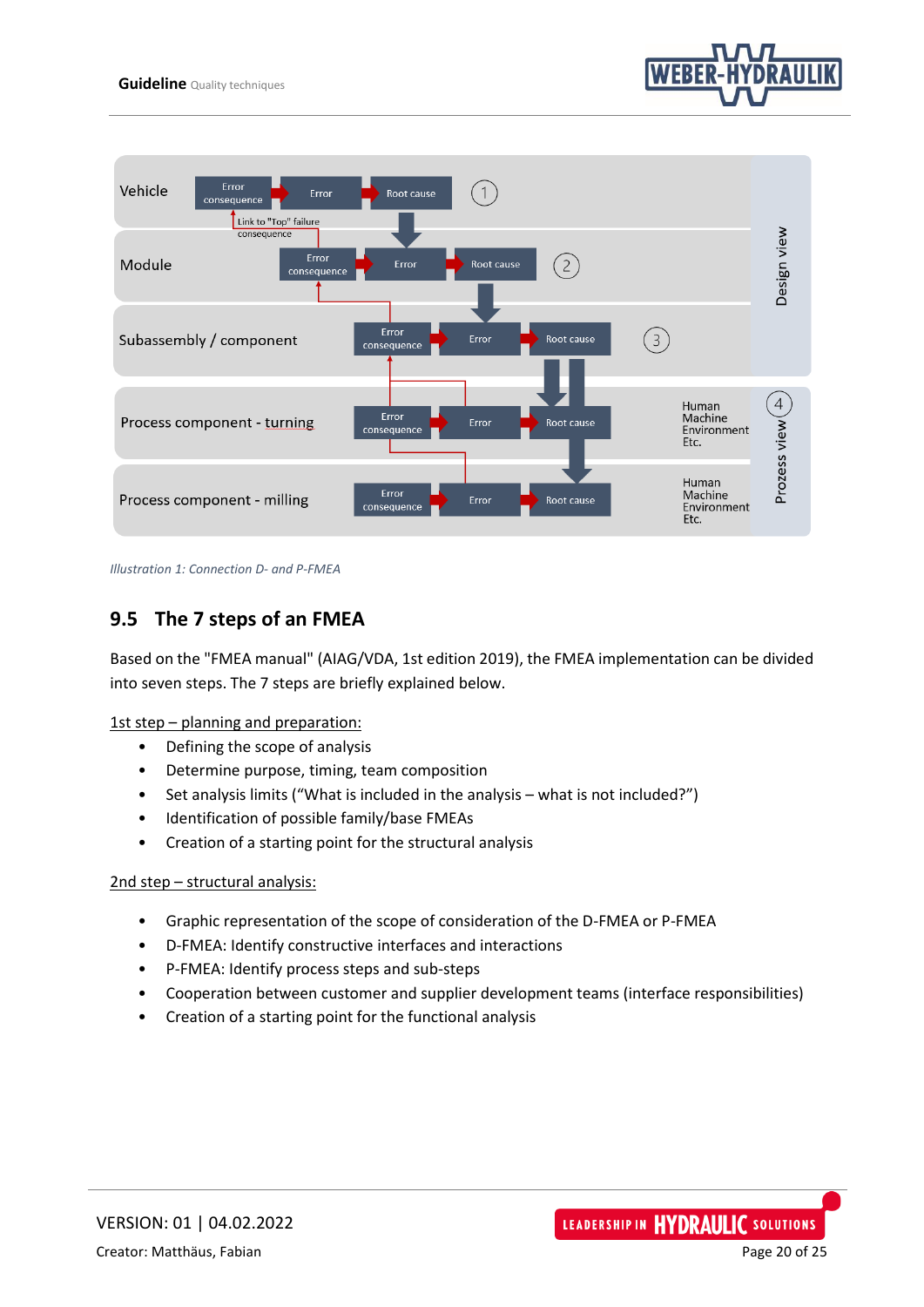Illustration 1: Connection D- and P-FMEA

## 9.5 The 7 steps of an FMEA

Based on the "FMEA manual" (AIAG/VDA, 1st edition 2019), the FMEA implementation can be divided into seven steps. The 7 steps are briefly explained below.

1st step – planning and preparation:

- Defining the scope of analysis
- Determine purpose, timing, team composition
- Set analysis limits ("What is included in the analysis – what is not included?")
- Identification of possible family/base FMEAs
- Creation of a starting point for the structural analysis

2nd step – structural analysis:

- Graphic representation of the scope of consideration of the D-FMEA or P-FMEA
- D-FMEA: Identify constructive interfaces and interactions
- P-FMEA: Identify process steps and sub-steps
- Cooperation between customer and supplier development teams (interface responsibilities)
- Creation of a starting point for the functional analysis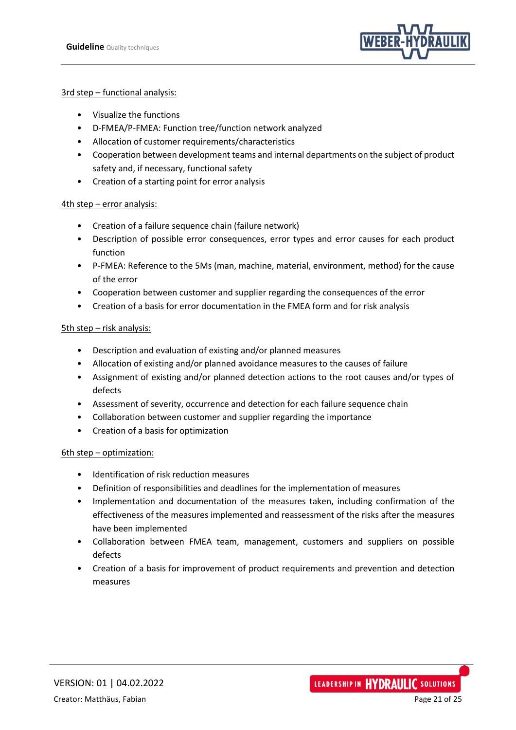3rd step – functional analysis:

- Visualize the functions
- D-FMEA/P-FMEA: Function tree/function network analyzed
- Allocation of customer requirements/characteristics
- Cooperation between development teams and internal departments on the subject of product safety and, if necessary, functional safety
- Creation of a starting point for error analysis

4th step – error analysis:

- Creation of a failure sequence chain (failure network)
- Description of possible error consequences, error types and error causes for each product function
- P-FMEA: Reference to the 5Ms (man, machine, material, environment, method) for the cause of the error
- Cooperation between customer and supplier regarding the consequences of the error
- Creation of a basis for error documentation in the FMEA form and for risk analysis

5th step – risk analysis:

- Description and evaluation of existing and/or planned measures
- Allocation of existing and/or planned avoidance measures to the causes of failure
- Assignment of existing and/or planned detection actions to the root causes and/or types of defects
- Assessment of severity, occurrence and detection for each failure sequence chain
- Collaboration between customer and supplier regarding the importance
- Creation of a basis for optimization

6th step – optimization:

- Identification of risk reduction measures
- Definition of responsibilities and deadlines for the implementation of measures
- Implementation and documentation of the measures taken, including confirmation of the effectiveness of the measures implemented and reassessment of the risks after the measures have been implemented
- Collaboration between FMEA team, management, customers and suppliers on possible defects
- Creation of a basis for improvement of product requirements and prevention and detection measures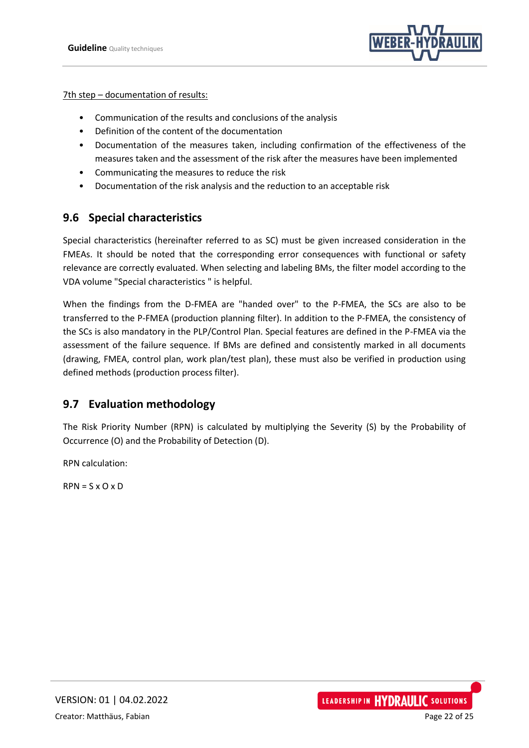7th step – documentation of results:

- Communication of the results and conclusions of the analysis
- Definition of the content of the documentation
- Documentation of the measures taken, including confirmation of the effectiveness of the measures taken and the assessment of the risk after the measures have been implemented
- Communicating the measures to reduce the risk
- Documentation of the risk analysis and the reduction to an acceptable risk

## 9.6 Special characteristics

Special characteristics (hereinafter referred to as SC) must be given increased consideration in the FMEAs. It should be noted that the corresponding error consequences with functional or safety relevance are correctly evaluated. When selecting and labeling BMs, the filter model according to the VDA volume "Special characteristics " is helpful.

When the findings from the D-FMEA are "handed over" to the P-FMEA, the SCs are also to be transferred to the P-FMEA (production planning filter). In addition to the P-FMEA, the consistency of the SCs is also mandatory in the PLP/Control Plan. Special features are defined in the P-FMEA via the assessment of the failure sequence. If BMs are defined and consistently marked in all documents (drawing, FMEA, control plan, work plan/test plan), these must also be verified in production using defined methods (production process filter).

## 9.7 Evaluation methodology

The Risk Priority Number (RPN) is calculated by multiplying the Severity (S) by the Probability of Occurrence (O) and the Probability of Detection (D).

RPN calculation:

$RPN = S \times O \times D$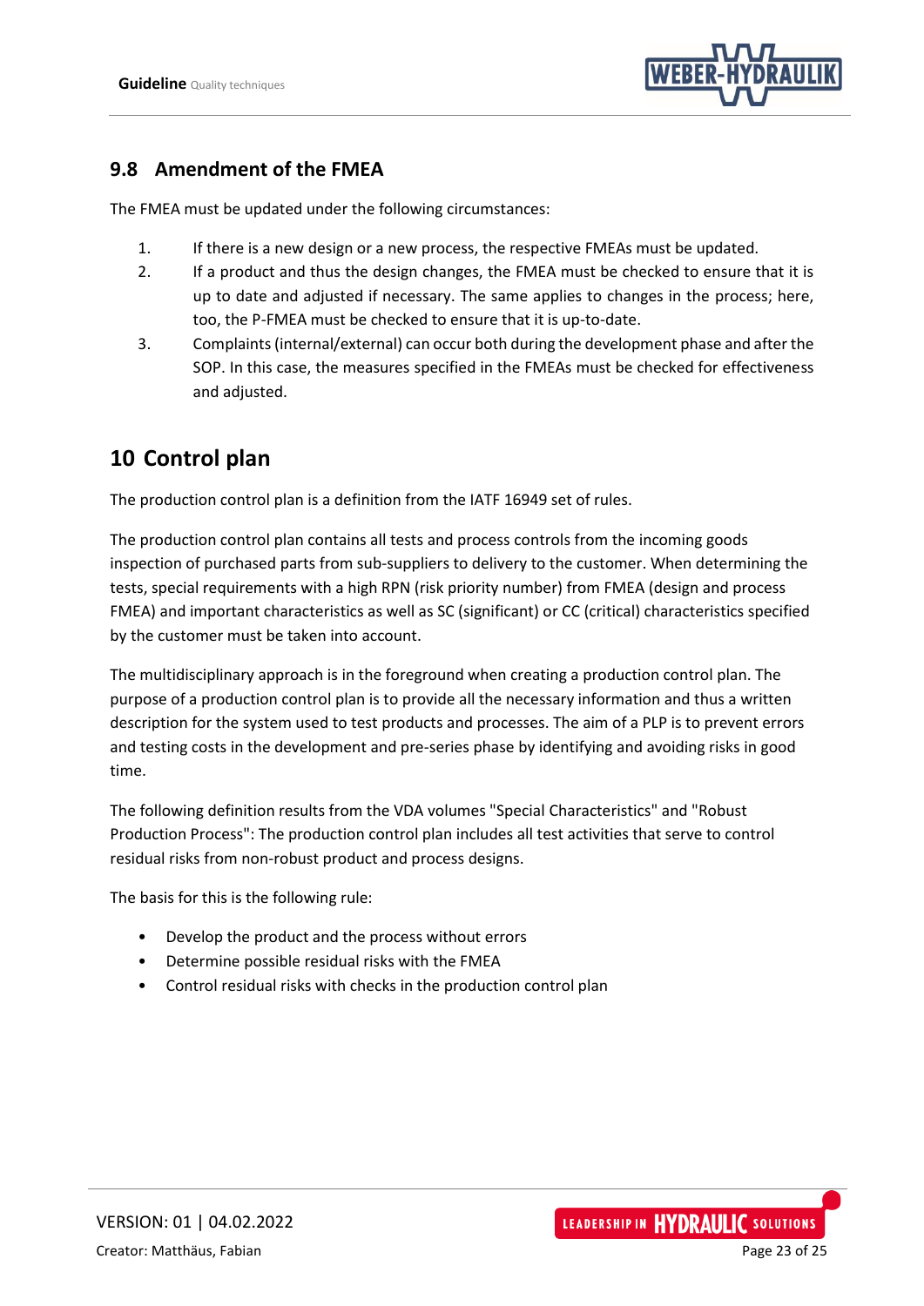## 9.8 Amendment of the FMEA

The FMEA must be updated under the following circumstances:

1. If there is a new design or a new process, the respective FMEAs must be updated.
2. If a product and thus the design changes, the FMEA must be checked to ensure that it is up to date and adjusted if necessary. The same applies to changes in the process; here, too, the P-FMEA must be checked to ensure that it is up-to-date.
3. Complaints (internal/external) can occur both during the development phase and after the SOP. In this case, the measures specified in the FMEAs must be checked for effectiveness and adjusted.

# 10 Control plan

The production control plan is a definition from the IATF 16949 set of rules.

The production control plan contains all tests and process controls from the incoming goods inspection of purchased parts from sub-suppliers to delivery to the customer. When determining the tests, special requirements with a high RPN (risk priority number) from FMEA (design and process FMEA) and important characteristics as well as SC (significant) or CC (critical) characteristics specified by the customer must be taken into account.

The multidisciplinary approach is in the foreground when creating a production control plan. The purpose of a production control plan is to provide all the necessary information and thus a written description for the system used to test products and processes. The aim of a PLP is to prevent errors and testing costs in the development and pre-series phase by identifying and avoiding risks in good time.

The following definition results from the VDA volumes "Special Characteristics" and "Robust Production Process": The production control plan includes all test activities that serve to control residual risks from non-robust product and process designs.

The basis for this is the following rule:

- Develop the product and the process without errors
- Determine possible residual risks with the FMEA
- Control residual risks with checks in the production control plan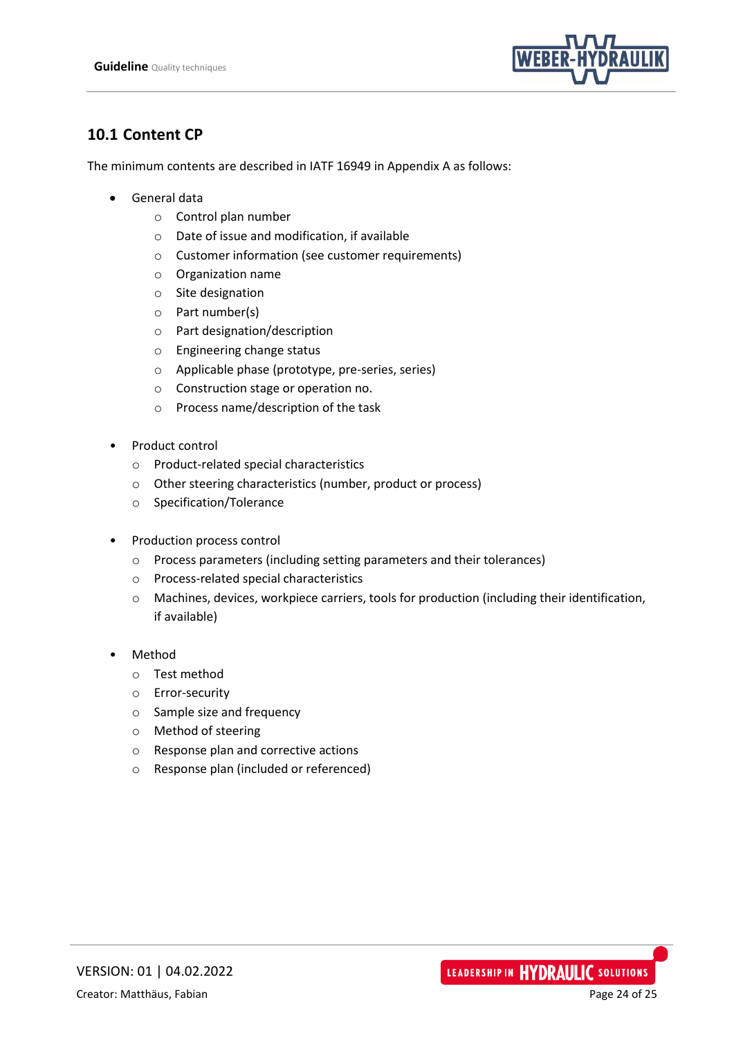## 10.1 Content CP

The minimum contents are described in IATF 16949 in Appendix A as follows:

- General data
  - Control plan number
  - Date of issue and modification, if available
  - Customer information (see customer requirements)
  - Organization name
  - Site designation
  - Part number(s)
  - Part designation/description
  - Engineering change status
  - Applicable phase (prototype, pre-series, series)
  - Construction stage or operation no.
  - Process name/description of the task

- Product control
  - Product-related special characteristics
  - Other steering characteristics (number, product or process)
  - Specification/Tolerance

- Production process control
  - Process parameters (including setting parameters and their tolerances)
  - Process-related special characteristics
  - Machines, devices, workpiece carriers, tools for production (including their identification, if available)

- Method
  - Test method
  - Error-security
  - Sample size and frequency
  - Method of steering
  - Response plan and corrective actions
  - Response plan (included or referenced)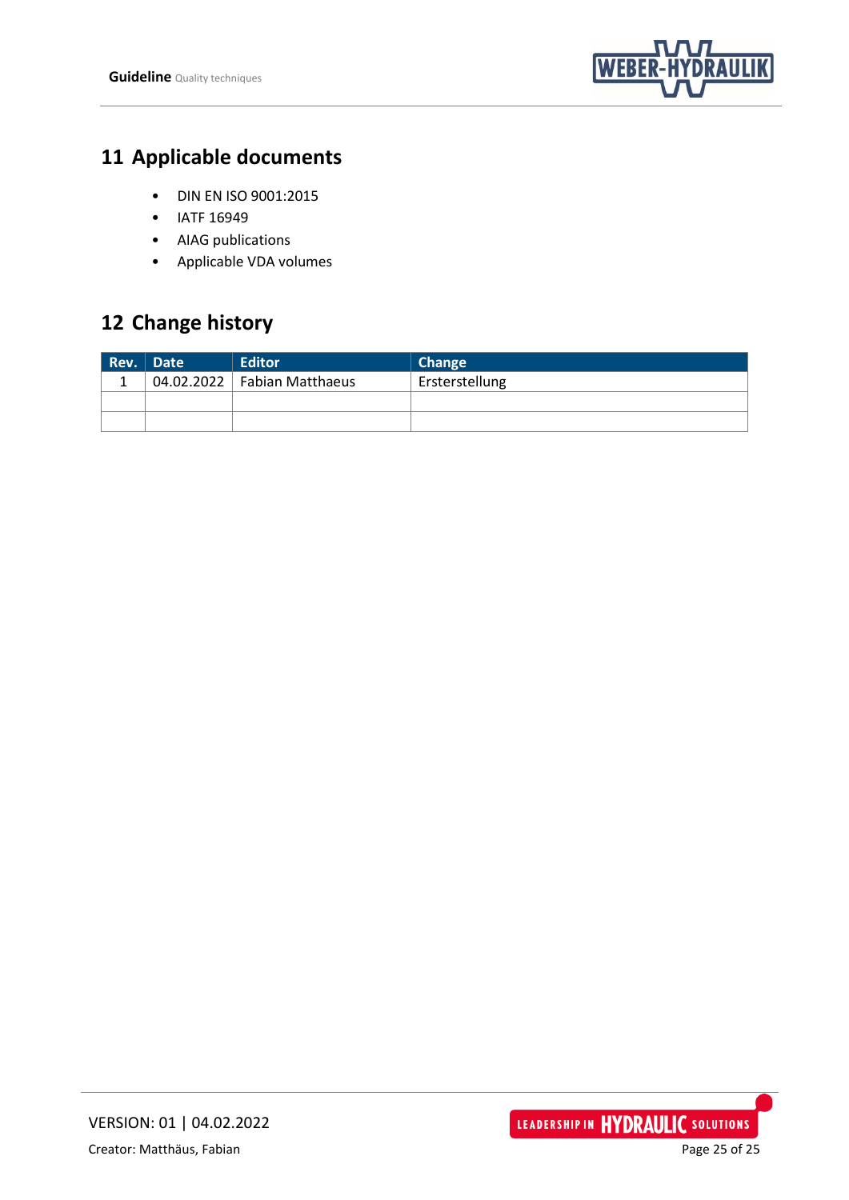## 11 Applicable documents

- DIN EN ISO 9001:2015
- IATF 16949
- AIAG publications
- Applicable VDA volumes

## 12 Change history

| Rev. | Date | Editor | Change |
|---|---|---|---|
| 1 | 04.02.2022 | Fabian Matthaeus | Ersterstellung |
| | | | |
| | | | |

VERSION: 01 | 04.02.2022

Creator: Matthäus, Fabian